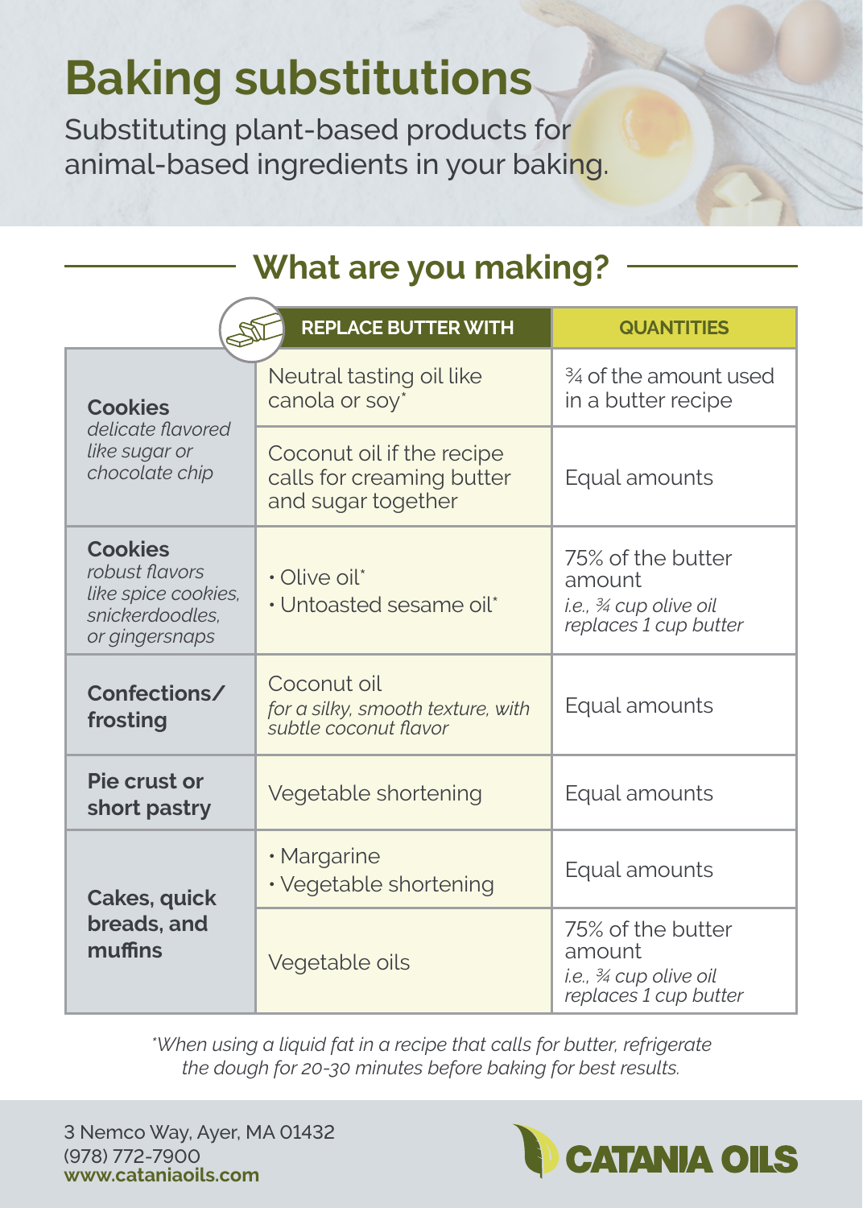# Baking substitutions

Substituting plant-based products for animal-based ingredients in your baking.

## What are you making?

| | REPLACE BUTTER WITH | QUANTITIES |
|---|---|---|
| **Cookies** *delicate flavored like sugar or chocolate chip* | Neutral tasting oil like canola or soy* | ¾ of the amount used in a butter recipe |
| | Coconut oil if the recipe calls for creaming butter and sugar together | Equal amounts |
| **Cookies** *robust flavors like spice cookies, snickerdoodles, or gingersnaps* | • Olive oil* • Untoasted sesame oil* | 75% of the butter amount *i.e., ¾ cup olive oil replaces 1 cup butter* |
| **Confections/ frosting** | Coconut oil *for a silky, smooth texture, with subtle coconut flavor* | Equal amounts |
| **Pie crust or short pastry** | Vegetable shortening | Equal amounts |
| **Cakes, quick breads, and muffins** | • Margarine • Vegetable shortening | Equal amounts |
| | Vegetable oils | 75% of the butter amount *i.e., ¾ cup olive oil replaces 1 cup butter* |

*\*When using a liquid fat in a recipe that calls for butter, refrigerate the dough for 20-30 minutes before baking for best results.*

3 Nemco Way, Ayer, MA 01432
(978) 772-7900
**www.cataniaoils.com**

**CATANIA OILS**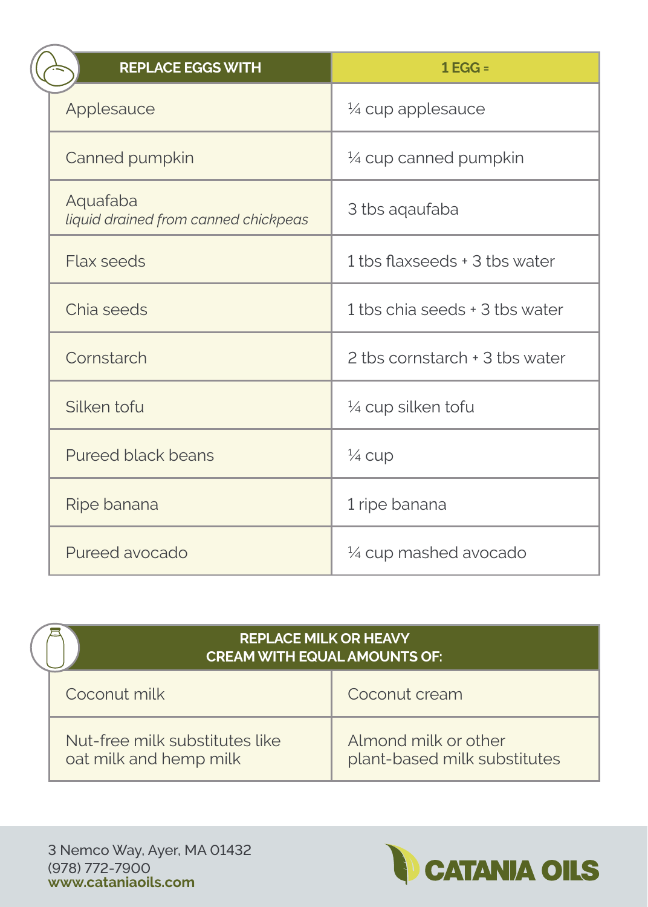| REPLACE EGGS WITH | 1 EGG = |
|---|---|
| Applesauce | ¼ cup applesauce |
| Canned pumpkin | ¼ cup canned pumpkin |
| Aquafaba *liquid drained from canned chickpeas* | 3 tbs aqaufaba |
| Flax seeds | 1 tbs flaxseeds + 3 tbs water |
| Chia seeds | 1 tbs chia seeds + 3 tbs water |
| Cornstarch | 2 tbs cornstarch + 3 tbs water |
| Silken tofu | ¼ cup silken tofu |
| Pureed black beans | ¼ cup |
| Ripe banana | 1 ripe banana |
| Pureed avocado | ¼ cup mashed avocado |

| REPLACE MILK OR HEAVY CREAM WITH EQUAL AMOUNTS OF: | |
|---|---|
| Coconut milk | Coconut cream |
| Nut-free milk substitutes like oat milk and hemp milk | Almond milk or other plant-based milk substitutes |

3 Nemco Way, Ayer, MA 01432
(978) 772-7900
**www.cataniaoils.com**

**CATANIA OILS**